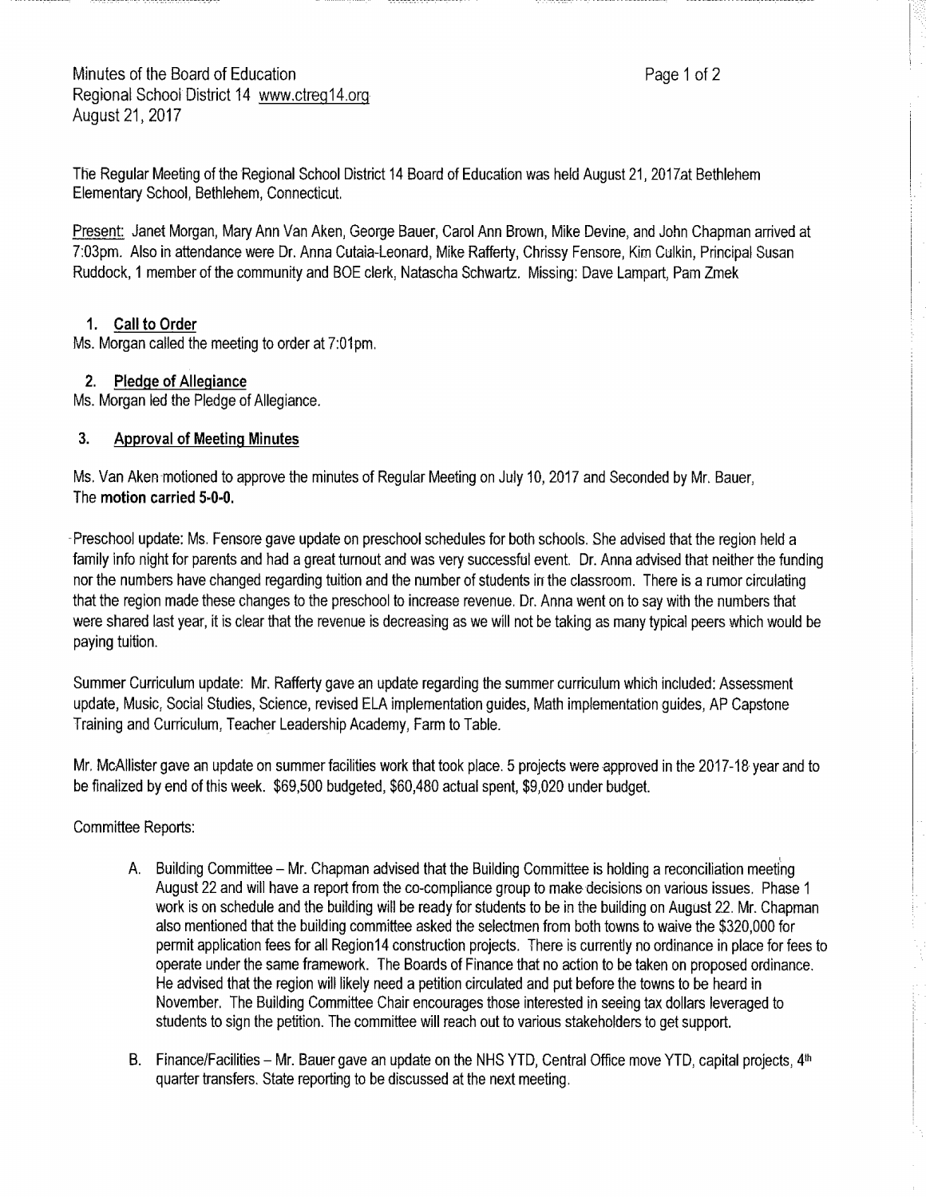Minutes of the Board of Education
Regional School District 14 www.ctreg14.org
August 21, 2017

The Regular Meeting of the Regional School District 14 Board of Education was held August 21, 2017at Bethlehem Elementary School, Bethlehem, Connecticut.

Present: Janet Morgan, Mary Ann Van Aken, George Bauer, Carol Ann Brown, Mike Devine, and John Chapman arrived at 7:03pm. Also in attendance were Dr. Anna Cutaia-Leonard, Mike Rafferty, Chrissy Fensore, Kim Culkin, Principal Susan Ruddock, 1 member of the community and BOE clerk, Natascha Schwartz. Missing: Dave Lampart, Pam Zmek

1. **Call to Order**

Ms. Morgan called the meeting to order at 7:01pm.

2. **Pledge of Allegiance**

Ms. Morgan led the Pledge of Allegiance.

3. **Approval of Meeting Minutes**

Ms. Van Aken motioned to approve the minutes of Regular Meeting on July 10, 2017 and Seconded by Mr. Bauer, The **motion carried 5-0-0.**

Preschool update: Ms. Fensore gave update on preschool schedules for both schools. She advised that the region held a family info night for parents and had a great turnout and was very successful event. Dr. Anna advised that neither the funding nor the numbers have changed regarding tuition and the number of students in the classroom. There is a rumor circulating that the region made these changes to the preschool to increase revenue. Dr. Anna went on to say with the numbers that were shared last year, it is clear that the revenue is decreasing as we will not be taking as many typical peers which would be paying tuition.

Summer Curriculum update: Mr. Rafferty gave an update regarding the summer curriculum which included: Assessment update, Music, Social Studies, Science, revised ELA implementation guides, Math implementation guides, AP Capstone Training and Curriculum, Teacher Leadership Academy, Farm to Table.

Mr. McAllister gave an update on summer facilities work that took place. 5 projects were approved in the 2017-18 year and to be finalized by end of this week. $69,500 budgeted, $60,480 actual spent, $9,020 under budget.

Committee Reports:

A. Building Committee – Mr. Chapman advised that the Building Committee is holding a reconciliation meeting August 22 and will have a report from the co-compliance group to make decisions on various issues. Phase 1 work is on schedule and the building will be ready for students to be in the building on August 22. Mr. Chapman also mentioned that the building committee asked the selectmen from both towns to waive the $320,000 for permit application fees for all Region14 construction projects. There is currently no ordinance in place for fees to operate under the same framework. The Boards of Finance that no action to be taken on proposed ordinance. He advised that the region will likely need a petition circulated and put before the towns to be heard in November. The Building Committee Chair encourages those interested in seeing tax dollars leveraged to students to sign the petition. The committee will reach out to various stakeholders to get support.

B. Finance/Facilities – Mr. Bauer gave an update on the NHS YTD, Central Office move YTD, capital projects, 4th quarter transfers. State reporting to be discussed at the next meeting.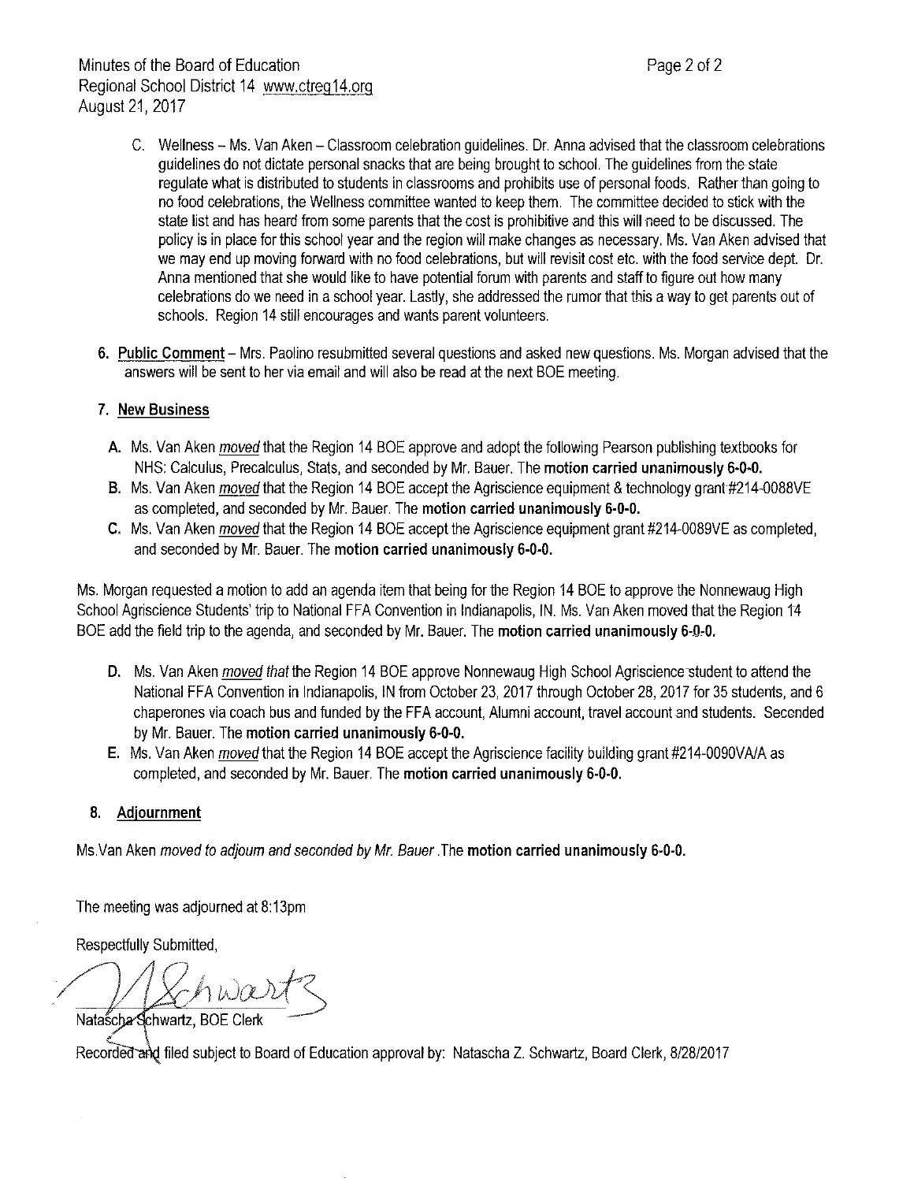C. Wellness – Ms. Van Aken – Classroom celebration guidelines. Dr. Anna advised that the classroom celebrations guidelines do not dictate personal snacks that are being brought to school. The guidelines from the state regulate what is distributed to students in classrooms and prohibits use of personal foods. Rather than going to no food celebrations, the Wellness committee wanted to keep them. The committee decided to stick with the state list and has heard from some parents that the cost is prohibitive and this will need to be discussed. The policy is in place for this school year and the region will make changes as necessary. Ms. Van Aken advised that we may end up moving forward with no food celebrations, but will revisit cost etc. with the food service dept. Dr. Anna mentioned that she would like to have potential forum with parents and staff to figure out how many celebrations do we need in a school year. Lastly, she addressed the rumor that this a way to get parents out of schools. Region 14 still encourages and wants parent volunteers.

6. **Public Comment** – Mrs. Paolino resubmitted several questions and asked new questions. Ms. Morgan advised that the answers will be sent to her via email and will also be read at the next BOE meeting.

## 7. New Business

A. Ms. Van Aken *moved* that the Region 14 BOE approve and adopt the following Pearson publishing textbooks for NHS: Calculus, Precalculus, Stats, and seconded by Mr. Bauer. The **motion carried unanimously 6-0-0.**

B. Ms. Van Aken *moved* that the Region 14 BOE accept the Agriscience equipment & technology grant #214-0088VE as completed, and seconded by Mr. Bauer. The **motion carried unanimously 6-0-0.**

C. Ms. Van Aken *moved* that the Region 14 BOE accept the Agriscience equipment grant #214-0089VE as completed, and seconded by Mr. Bauer. The **motion carried unanimously 6-0-0.**

Ms. Morgan requested a motion to add an agenda item that being for the Region 14 BOE to approve the Nonnewaug High School Agriscience Students' trip to National FFA Convention in Indianapolis, IN. Ms. Van Aken moved that the Region 14 BOE add the field trip to the agenda, and seconded by Mr. Bauer. The **motion carried unanimously 6-0-0.**

D. Ms. Van Aken *moved that* the Region 14 BOE approve Nonnewaug High School Agriscience student to attend the National FFA Convention in Indianapolis, IN from October 23, 2017 through October 28, 2017 for 35 students, and 6 chaperones via coach bus and funded by the FFA account, Alumni account, travel account and students. Seconded by Mr. Bauer. The **motion carried unanimously 6-0-0.**

E. Ms. Van Aken *moved* that the Region 14 BOE accept the Agriscience facility building grant #214-0090VA/A as completed, and seconded by Mr. Bauer. The **motion carried unanimously 6-0-0.**

## 8. Adjournment

Ms.Van Aken *moved to adjourn and seconded by Mr. Bauer*. The **motion carried unanimously 6-0-0.**

The meeting was adjourned at 8:13pm

Respectfully Submitted,

Natascha Schwartz, BOE Clerk

Recorded and filed subject to Board of Education approval by: Natascha Z. Schwartz, Board Clerk, 8/28/2017